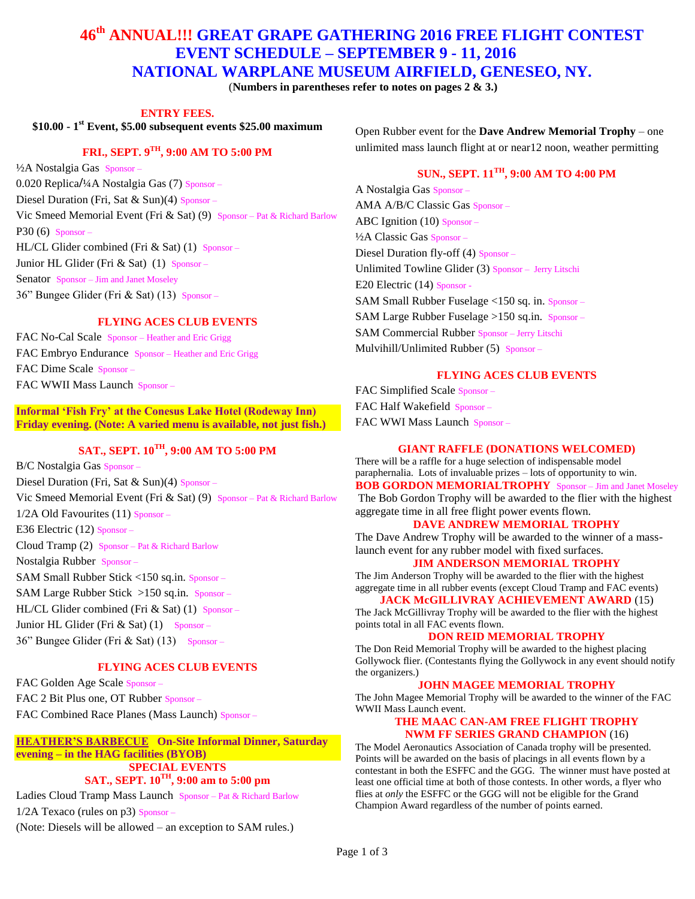# 46th ANNUAL!!! GREAT GRAPE GATHERING 2016 FREE FLIGHT CONTEST
# EVENT SCHEDULE – SEPTEMBER 9 - 11, 2016
# NATIONAL WARPLANE MUSEUM AIRFIELD, GENESEO, NY.

(**Numbers in parentheses refer to notes on pages 2 & 3.)**

## ENTRY FEES.

**$10.00 - 1st Event, $5.00 subsequent events $25.00 maximum**

## FRI., SEPT. 9TH, 9:00 AM TO 5:00 PM

½A Nostalgia Gas Sponsor –
0.020 Replica/¼A Nostalgia Gas (7) Sponsor –
Diesel Duration (Fri, Sat & Sun)(4) Sponsor –
Vic Smeed Memorial Event (Fri & Sat) (9) Sponsor – Pat & Richard Barlow
P30 (6) Sponsor –
HL/CL Glider combined (Fri & Sat) (1) Sponsor –
Junior HL Glider (Fri & Sat) (1) Sponsor –
Senator Sponsor – Jim and Janet Moseley
36" Bungee Glider (Fri & Sat) (13) Sponsor –

### FLYING ACES CLUB EVENTS

FAC No-Cal Scale Sponsor – Heather and Eric Grigg
FAC Embryo Endurance Sponsor – Heather and Eric Grigg
FAC Dime Scale Sponsor –
FAC WWII Mass Launch Sponsor –

**Informal 'Fish Fry' at the Conesus Lake Hotel (Rodeway Inn) Friday evening. (Note: A varied menu is available, not just fish.)**

## SAT., SEPT. 10TH, 9:00 AM TO 5:00 PM

B/C Nostalgia Gas Sponsor –
Diesel Duration (Fri, Sat & Sun)(4) Sponsor –
Vic Smeed Memorial Event (Fri & Sat) (9) Sponsor – Pat & Richard Barlow
1/2A Old Favourites (11) Sponsor –
E36 Electric (12) Sponsor –
Cloud Tramp (2) Sponsor – Pat & Richard Barlow
Nostalgia Rubber Sponsor –
SAM Small Rubber Stick <150 sq.in. Sponsor –
SAM Large Rubber Stick >150 sq.in. Sponsor –
HL/CL Glider combined (Fri & Sat) (1) Sponsor –
Junior HL Glider (Fri & Sat) (1) Sponsor –
36" Bungee Glider (Fri & Sat) (13) Sponsor –

### FLYING ACES CLUB EVENTS

FAC Golden Age Scale Sponsor –
FAC 2 Bit Plus one, OT Rubber Sponsor –
FAC Combined Race Planes (Mass Launch) Sponsor –

**HEATHER'S BARBECUE On-Site Informal Dinner, Saturday evening – in the HAG facilities (BYOB)**

### SPECIAL EVENTS
### SAT., SEPT. 10TH, 9:00 am to 5:00 pm

Ladies Cloud Tramp Mass Launch Sponsor – Pat & Richard Barlow
1/2A Texaco (rules on p3) Sponsor –
(Note: Diesels will be allowed – an exception to SAM rules.)

Open Rubber event for the **Dave Andrew Memorial Trophy** – one unlimited mass launch flight at or near12 noon, weather permitting

## SUN., SEPT. 11TH, 9:00 AM TO 4:00 PM

A Nostalgia Gas Sponsor –
AMA A/B/C Classic Gas Sponsor –
ABC Ignition (10) Sponsor –
½A Classic Gas Sponsor –
Diesel Duration fly-off (4) Sponsor –
Unlimited Towline Glider (3) Sponsor – Jerry Litschi
E20 Electric (14) Sponsor -
SAM Small Rubber Fuselage <150 sq. in. Sponsor –
SAM Large Rubber Fuselage >150 sq.in. Sponsor –
SAM Commercial Rubber Sponsor – Jerry Litschi
Mulvihill/Unlimited Rubber (5) Sponsor –

### FLYING ACES CLUB EVENTS

FAC Simplified Scale Sponsor –
FAC Half Wakefield Sponsor –
FAC WWI Mass Launch Sponsor –

### GIANT RAFFLE (DONATIONS WELCOMED)

There will be a raffle for a huge selection of indispensable model paraphernalia. Lots of invaluable prizes – lots of opportunity to win.

### BOB GORDON MEMORIALTROPHY Sponsor – Jim and Janet Moseley

The Bob Gordon Trophy will be awarded to the flier with the highest aggregate time in all free flight power events flown.

### DAVE ANDREW MEMORIAL TROPHY

The Dave Andrew Trophy will be awarded to the winner of a mass-launch event for any rubber model with fixed surfaces.

### JIM ANDERSON MEMORIAL TROPHY

The Jim Anderson Trophy will be awarded to the flier with the highest aggregate time in all rubber events (except Cloud Tramp and FAC events)

### JACK McGILLIVRAY ACHIEVEMENT AWARD (15)

The Jack McGillivray Trophy will be awarded to the flier with the highest points total in all FAC events flown.

### DON REID MEMORIAL TROPHY

The Don Reid Memorial Trophy will be awarded to the highest placing Gollywock flier. (Contestants flying the Gollywock in any event should notify the organizers.)

### JOHN MAGEE MEMORIAL TROPHY

The John Magee Memorial Trophy will be awarded to the winner of the FAC WWII Mass Launch event.

### THE MAAC CAN-AM FREE FLIGHT TROPHY
### NWM FF SERIES GRAND CHAMPION (16)

The Model Aeronautics Association of Canada trophy will be presented. Points will be awarded on the basis of placings in all events flown by a contestant in both the ESFFC and the GGG. The winner must have posted at least one official time at both of those contests. In other words, a flyer who flies at *only* the ESFFC or the GGG will not be eligible for the Grand Champion Award regardless of the number of points earned.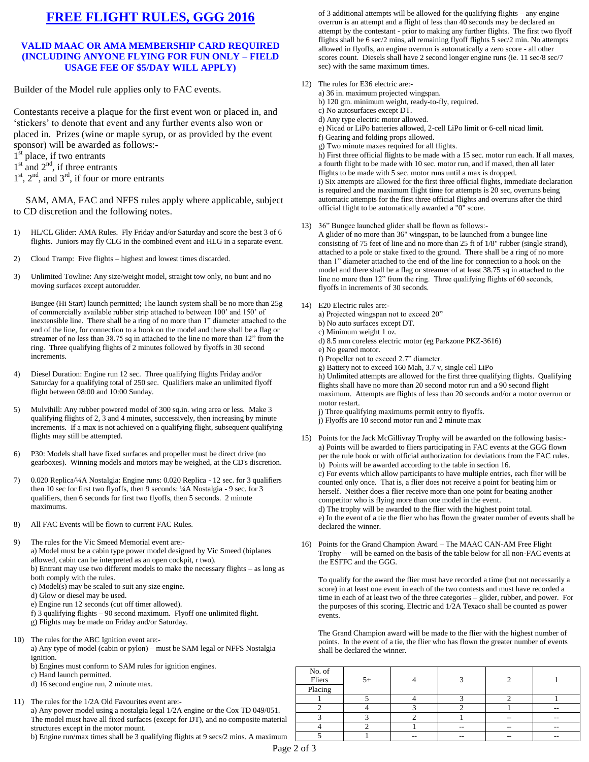# FREE FLIGHT RULES, GGG 2016

### VALID MAAC OR AMA MEMBERSHIP CARD REQUIRED (INCLUDING ANYONE FLYING FOR FUN ONLY – FIELD USAGE FEE OF $5/DAY WILL APPLY)

Builder of the Model rule applies only to FAC events.

Contestants receive a plaque for the first event won or placed in, and 'stickers' to denote that event and any further events also won or placed in. Prizes (wine or maple syrup, or as provided by the event sponsor) will be awarded as follows:-
1st place, if two entrants
1st and 2nd, if three entrants
1st, 2nd, and 3rd, if four or more entrants

SAM, AMA, FAC and NFFS rules apply where applicable, subject to CD discretion and the following notes.

1) HL/CL Glider: AMA Rules. Fly Friday and/or Saturday and score the best 3 of 6 flights. Juniors may fly CLG in the combined event and HLG in a separate event.

2) Cloud Tramp: Five flights – highest and lowest times discarded.

3) Unlimited Towline: Any size/weight model, straight tow only, no bunt and no moving surfaces except autorudder.

   Bungee (Hi Start) launch permitted; The launch system shall be no more than 25g of commercially available rubber strip attached to between 100' and 150' of inextensible line. There shall be a ring of no more than 1" diameter attached to the end of the line, for connection to a hook on the model and there shall be a flag or streamer of no less than 38.75 sq in attached to the line no more than 12" from the ring. Three qualifying flights of 2 minutes followed by flyoffs in 30 second increments.

4) Diesel Duration: Engine run 12 sec. Three qualifying flights Friday and/or Saturday for a qualifying total of 250 sec. Qualifiers make an unlimited flyoff flight between 08:00 and 10:00 Sunday.

5) Mulvihill: Any rubber powered model of 300 sq.in. wing area or less. Make 3 qualifying flights of 2, 3 and 4 minutes, successively, then increasing by minute increments. If a max is not achieved on a qualifying flight, subsequent qualifying flights may still be attempted.

6) P30: Models shall have fixed surfaces and propeller must be direct drive (no gearboxes). Winning models and motors may be weighed, at the CD's discretion.

7) 0.020 Replica/¼A Nostalgia: Engine runs: 0.020 Replica - 12 sec. for 3 qualifiers then 10 sec for first two flyoffs, then 9 seconds: ¼A Nostalgia - 9 sec. for 3 qualifiers, then 6 seconds for first two flyoffs, then 5 seconds. 2 minute maximums.

8) All FAC Events will be flown to current FAC Rules.

9) The rules for the Vic Smeed Memorial event are:-
   a) Model must be a cabin type power model designed by Vic Smeed (biplanes allowed, cabin can be interpreted as an open cockpit, r two).
   b) Entrant may use two different models to make the necessary flights – as long as both comply with the rules.
   c) Model(s) may be scaled to suit any size engine.
   d) Glow or diesel may be used.
   e) Engine run 12 seconds (cut off timer allowed).
   f) 3 qualifying flights – 90 second maximum. Flyoff one unlimited flight.
   g) Flights may be made on Friday and/or Saturday.

10) The rules for the ABC Ignition event are:-
   a) Any type of model (cabin or pylon) – must be SAM legal or NFFS Nostalgia ignition.
   b) Engines must conform to SAM rules for ignition engines.
   c) Hand launch permitted.
   d) 16 second engine run, 2 minute max.

11) The rules for the 1/2A Old Favourites event are:-
   a) Any power model using a nostalgia legal 1/2A engine or the Cox TD 049/051. The model must have all fixed surfaces (except for DT), and no composite material structures except in the motor mount.
   b) Engine run/max times shall be 3 qualifying flights at 9 secs/2 mins. A maximum of 3 additional attempts will be allowed for the qualifying flights – any engine overrun is an attempt and a flight of less than 40 seconds may be declared an attempt by the contestant - prior to making any further flights. The first two flyoff flights shall be 6 sec/2 mins, all remaining flyoff flights 5 sec/2 min. No attempts allowed in flyoffs, an engine overrun is automatically a zero score - all other scores count. Diesels shall have 2 second longer engine runs (ie. 11 sec/8 sec/7 sec) with the same maximum times.

12) The rules for E36 electric are:-
   a) 36 in. maximum projected wingspan.
   b) 120 gm. minimum weight, ready-to-fly, required.
   c) No autosurfaces except DT.
   d) Any type electric motor allowed.
   e) Nicad or LiPo batteries allowed, 2-cell LiPo limit or 6-cell nicad limit.
   f) Gearing and folding props allowed.
   g) Two minute maxes required for all flights.
   h) First three official flights to be made with a 15 sec. motor run each. If all maxes, a fourth flight to be made with 10 sec. motor run, and if maxed, then all later flights to be made with 5 sec. motor runs until a max is dropped.
   i) Six attempts are allowed for the first three official flights, immediate declaration is required and the maximum flight time for attempts is 20 sec, overruns being automatic attempts for the first three official flights and overruns after the third official flight to be automatically awarded a "0" score.

13) 36" Bungee launched glider shall be flown as follows:-
   A glider of no more than 36" wingspan, to be launched from a bungee line consisting of 75 feet of line and no more than 25 ft of 1/8" rubber (single strand), attached to a pole or stake fixed to the ground. There shall be a ring of no more than 1" diameter attached to the end of the line for connection to a hook on the model and there shall be a flag or streamer of at least 38.75 sq in attached to the line no more than 12" from the ring. Three qualifying flights of 60 seconds, flyoffs in increments of 30 seconds.

14) E20 Electric rules are:-
   a) Projected wingspan not to exceed 20"
   b) No auto surfaces except DT.
   c) Minimum weight 1 oz.
   d) 8.5 mm coreless electric motor (eg Parkzone PKZ-3616)
   e) No geared motor.
   f) Propeller not to exceed 2.7" diameter.
   g) Battery not to exceed 160 Mah, 3.7 v, single cell LiPo
   h) Unlimited attempts are allowed for the first three qualifying flights. Qualifying flights shall have no more than 20 second motor run and a 90 second flight maximum. Attempts are flights of less than 20 seconds and/or a motor overrun or motor restart.
   j) Three qualifying maximums permit entry to flyoffs.
   j) Flyoffs are 10 second motor run and 2 minute max

15) Points for the Jack McGillivray Trophy will be awarded on the following basis:-
   a) Points will be awarded to fliers participating in FAC events at the GGG flown per the rule book or with official authorization for deviations from the FAC rules.
   b) Points will be awarded according to the table in section 16.
   c) For events which allow participants to have multiple entries, each flier will be counted only once. That is, a flier does not receive a point for beating him or herself. Neither does a flier receive more than one point for beating another competitor who is flying more than one model in the event.
   d) The trophy will be awarded to the flier with the highest point total.
   e) In the event of a tie the flier who has flown the greater number of events shall be declared the winner.

16) Points for the Grand Champion Award – The MAAC CAN-AM Free Flight Trophy – will be earned on the basis of the table below for all non-FAC events at the ESFFC and the GGG.

   To qualify for the award the flier must have recorded a time (but not necessarily a score) in at least one event in each of the two contests and must have recorded a time in each of at least two of the three categories – glider, rubber, and power. For the purposes of this scoring, Electric and 1/2A Texaco shall be counted as power events.

   The Grand Champion award will be made to the flier with the highest number of points. In the event of a tie, the flier who has flown the greater number of events shall be declared the winner.

| No. of Fliers / Placing | 5+ | 4 | 3 | 2 | 1 |
|---|---|---|---|---|---|
| 1 | 5 | 4 | 3 | 2 | 1 |
| 2 | 4 | 3 | 2 | 1 | -- |
| 3 | 3 | 2 | 1 | -- | -- |
| 4 | 2 | 1 | -- | -- | -- |
| 5 | 1 | -- | -- | -- | -- |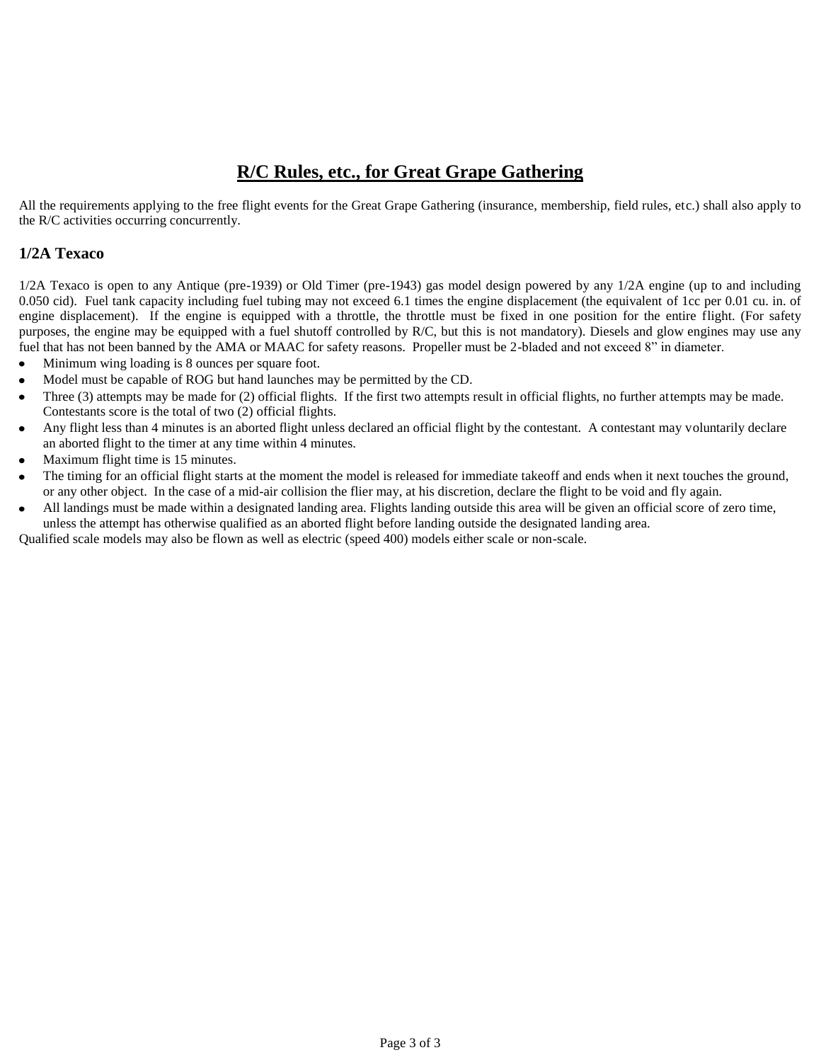# R/C Rules, etc., for Great Grape Gathering

All the requirements applying to the free flight events for the Great Grape Gathering (insurance, membership, field rules, etc.) shall also apply to the R/C activities occurring concurrently.

## 1/2A Texaco

1/2A Texaco is open to any Antique (pre-1939) or Old Timer (pre-1943) gas model design powered by any 1/2A engine (up to and including 0.050 cid). Fuel tank capacity including fuel tubing may not exceed 6.1 times the engine displacement (the equivalent of 1cc per 0.01 cu. in. of engine displacement). If the engine is equipped with a throttle, the throttle must be fixed in one position for the entire flight. (For safety purposes, the engine may be equipped with a fuel shutoff controlled by R/C, but this is not mandatory). Diesels and glow engines may use any fuel that has not been banned by the AMA or MAAC for safety reasons. Propeller must be 2-bladed and not exceed 8" in diameter.

- Minimum wing loading is 8 ounces per square foot.
- Model must be capable of ROG but hand launches may be permitted by the CD.
- Three (3) attempts may be made for (2) official flights. If the first two attempts result in official flights, no further attempts may be made. Contestants score is the total of two (2) official flights.
- Any flight less than 4 minutes is an aborted flight unless declared an official flight by the contestant. A contestant may voluntarily declare an aborted flight to the timer at any time within 4 minutes.
- Maximum flight time is 15 minutes.
- The timing for an official flight starts at the moment the model is released for immediate takeoff and ends when it next touches the ground, or any other object. In the case of a mid-air collision the flier may, at his discretion, declare the flight to be void and fly again.
- All landings must be made within a designated landing area. Flights landing outside this area will be given an official score of zero time, unless the attempt has otherwise qualified as an aborted flight before landing outside the designated landing area.

Qualified scale models may also be flown as well as electric (speed 400) models either scale or non-scale.